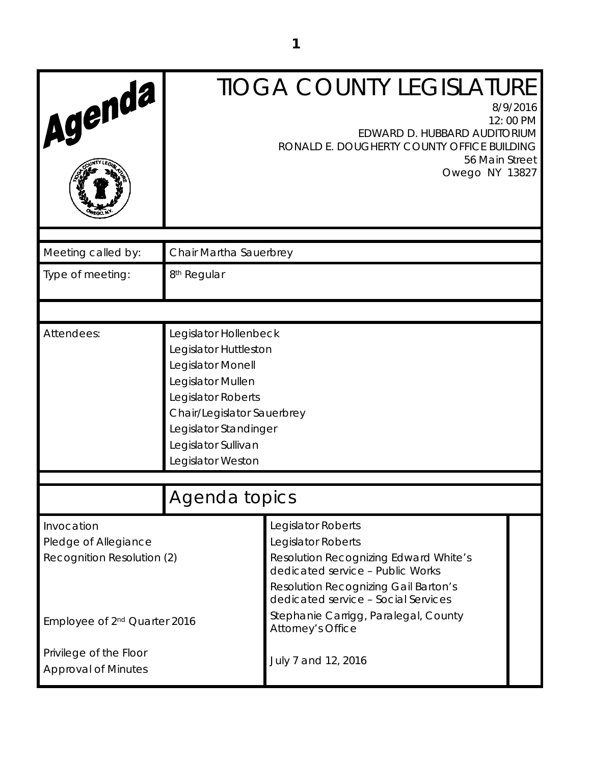# TIOGA COUNTY LEGISLATURE

Agenda

8/9/2016
12: 00 PM
EDWARD D. HUBBARD AUDITORIUM
RONALD E. DOUGHERTY COUNTY OFFICE BUILDING
56 Main Street
Owego NY 13827

| | |
|---|---|
| Meeting called by: | Chair Martha Sauerbrey |
| Type of meeting: | 8th Regular |
| Attendees: | Legislator Hollenbeck<br>Legislator Huttleston<br>Legislator Monell<br>Legislator Mullen<br>Legislator Roberts<br>Chair/Legislator Sauerbrey<br>Legislator Standinger<br>Legislator Sullivan<br>Legislator Weston |

## Agenda topics

| | | |
|---|---|---|
| Invocation | Legislator Roberts | |
| Pledge of Allegiance | Legislator Roberts | |
| Recognition Resolution (2) | Resolution Recognizing Edward White's dedicated service – Public Works<br>Resolution Recognizing Gail Barton's dedicated service – Social Services | |
| Employee of 2nd Quarter 2016 | Stephanie Carrigg, Paralegal, County Attorney's Office | |
| Privilege of the Floor | | |
| Approval of Minutes | July 7 and 12, 2016 | |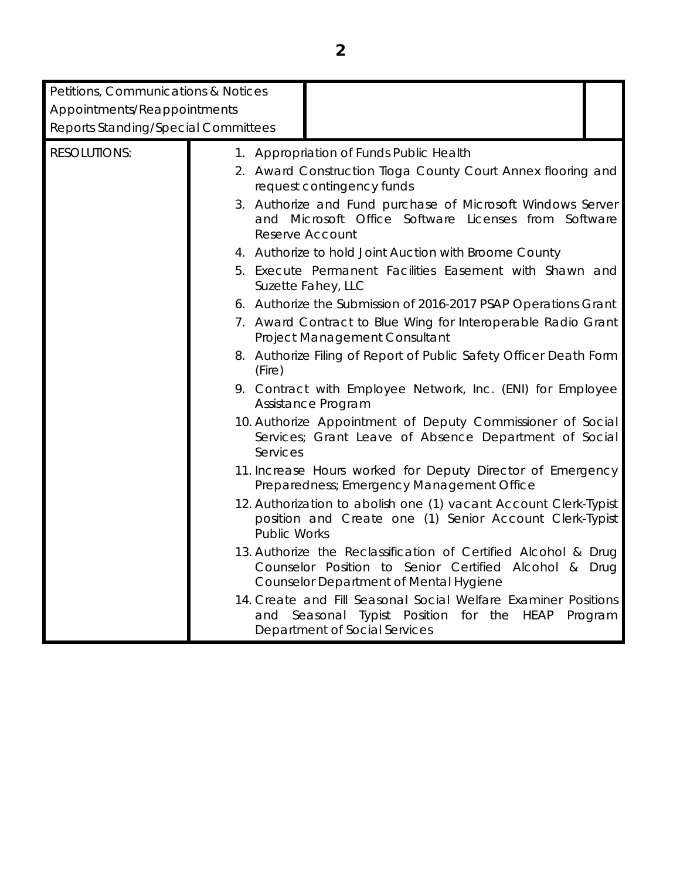| Petitions, Communications & Notices<br>Appointments/Reappointments<br>Reports Standing/Special Committees | | |
|---|---|---|
| RESOLUTIONS: | 1. Appropriation of Funds Public Health<br>2. Award Construction Tioga County Court Annex flooring and request contingency funds<br>3. Authorize and Fund purchase of Microsoft Windows Server and Microsoft Office Software Licenses from Software Reserve Account<br>4. Authorize to hold Joint Auction with Broome County<br>5. Execute Permanent Facilities Easement with Shawn and Suzette Fahey, LLC<br>6. Authorize the Submission of 2016-2017 PSAP Operations Grant<br>7. Award Contract to Blue Wing for Interoperable Radio Grant Project Management Consultant<br>8. Authorize Filing of Report of Public Safety Officer Death Form (Fire)<br>9. Contract with Employee Network, Inc. (ENI) for Employee Assistance Program<br>10. Authorize Appointment of Deputy Commissioner of Social Services; Grant Leave of Absence Department of Social Services<br>11. Increase Hours worked for Deputy Director of Emergency Preparedness; Emergency Management Office<br>12. Authorization to abolish one (1) vacant Account Clerk-Typist position and Create one (1) Senior Account Clerk-Typist Public Works<br>13. Authorize the Reclassification of Certified Alcohol & Drug Counselor Position to Senior Certified Alcohol & Drug Counselor Department of Mental Hygiene<br>14. Create and Fill Seasonal Social Welfare Examiner Positions and Seasonal Typist Position for the HEAP Program Department of Social Services | |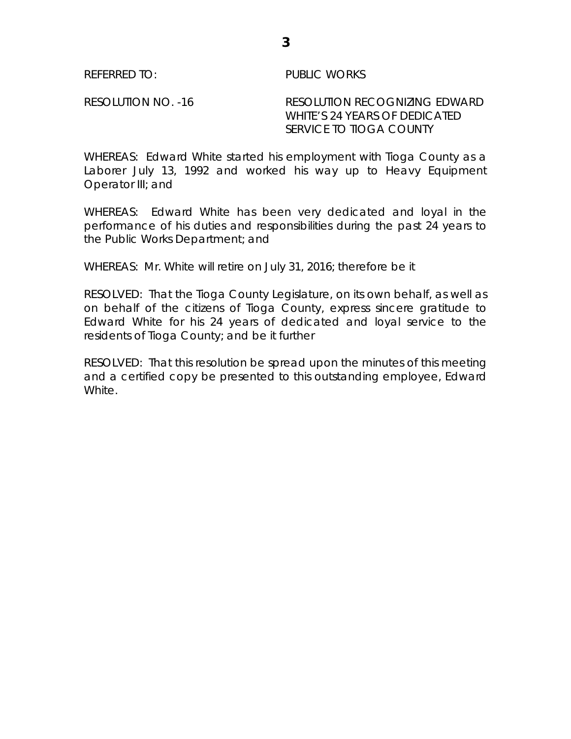REFERRED TO: PUBLIC WORKS

RESOLUTION NO. -16 RESOLUTION RECOGNIZING EDWARD WHITE'S 24 YEARS OF DEDICATED SERVICE TO TIOGA COUNTY

WHEREAS: Edward White started his employment with Tioga County as a Laborer July 13, 1992 and worked his way up to Heavy Equipment Operator III; and

WHEREAS: Edward White has been very dedicated and loyal in the performance of his duties and responsibilities during the past 24 years to the Public Works Department; and

WHEREAS: Mr. White will retire on July 31, 2016; therefore be it

RESOLVED: That the Tioga County Legislature, on its own behalf, as well as on behalf of the citizens of Tioga County, express sincere gratitude to Edward White for his 24 years of dedicated and loyal service to the residents of Tioga County; and be it further

RESOLVED: That this resolution be spread upon the minutes of this meeting and a certified copy be presented to this outstanding employee, Edward White.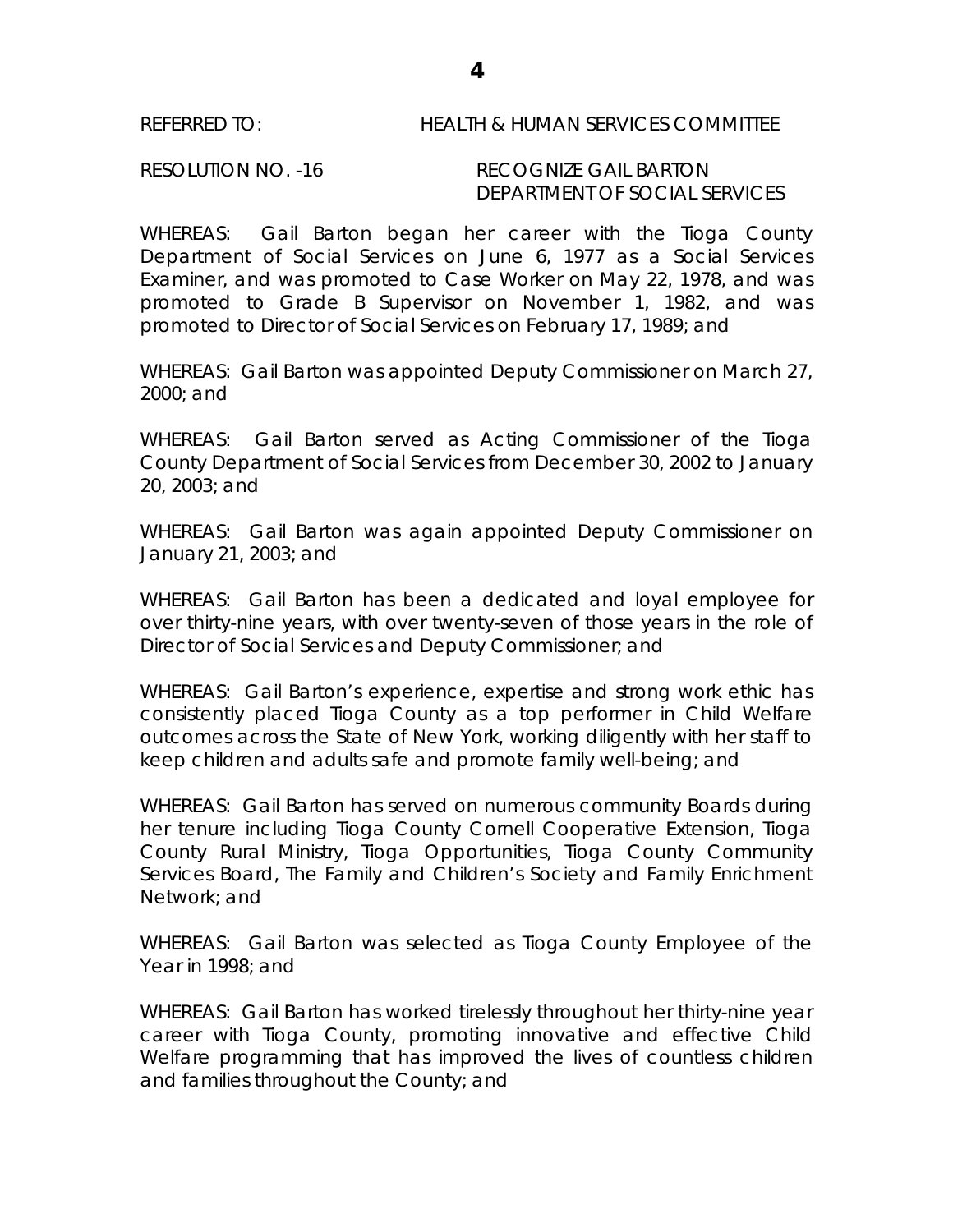REFERRED TO: HEALTH & HUMAN SERVICES COMMITTEE

RESOLUTION NO. -16 RECOGNIZE GAIL BARTON DEPARTMENT OF SOCIAL SERVICES

WHEREAS: Gail Barton began her career with the Tioga County Department of Social Services on June 6, 1977 as a Social Services Examiner, and was promoted to Case Worker on May 22, 1978, and was promoted to Grade B Supervisor on November 1, 1982, and was promoted to Director of Social Services on February 17, 1989; and

WHEREAS: Gail Barton was appointed Deputy Commissioner on March 27, 2000; and

WHEREAS: Gail Barton served as Acting Commissioner of the Tioga County Department of Social Services from December 30, 2002 to January 20, 2003; and

WHEREAS: Gail Barton was again appointed Deputy Commissioner on January 21, 2003; and

WHEREAS: Gail Barton has been a dedicated and loyal employee for over thirty-nine years, with over twenty-seven of those years in the role of Director of Social Services and Deputy Commissioner; and

WHEREAS: Gail Barton's experience, expertise and strong work ethic has consistently placed Tioga County as a top performer in Child Welfare outcomes across the State of New York, working diligently with her staff to keep children and adults safe and promote family well-being; and

WHEREAS: Gail Barton has served on numerous community Boards during her tenure including Tioga County Cornell Cooperative Extension, Tioga County Rural Ministry, Tioga Opportunities, Tioga County Community Services Board, The Family and Children's Society and Family Enrichment Network; and

WHEREAS: Gail Barton was selected as Tioga County Employee of the Year in 1998; and

WHEREAS: Gail Barton has worked tirelessly throughout her thirty-nine year career with Tioga County, promoting innovative and effective Child Welfare programming that has improved the lives of countless children and families throughout the County; and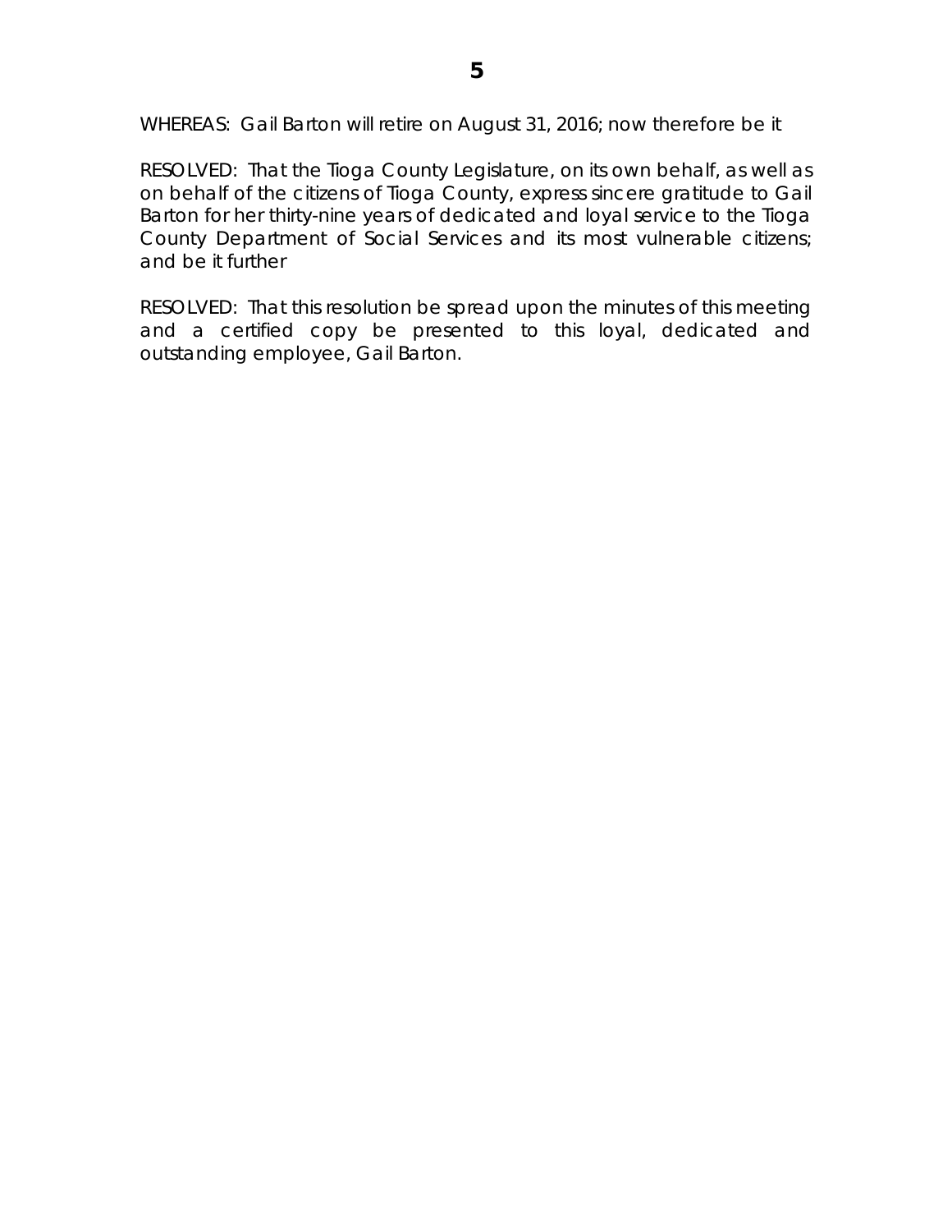WHEREAS: Gail Barton will retire on August 31, 2016; now therefore be it

RESOLVED: That the Tioga County Legislature, on its own behalf, as well as on behalf of the citizens of Tioga County, express sincere gratitude to Gail Barton for her thirty-nine years of dedicated and loyal service to the Tioga County Department of Social Services and its most vulnerable citizens; and be it further

RESOLVED: That this resolution be spread upon the minutes of this meeting and a certified copy be presented to this loyal, dedicated and outstanding employee, Gail Barton.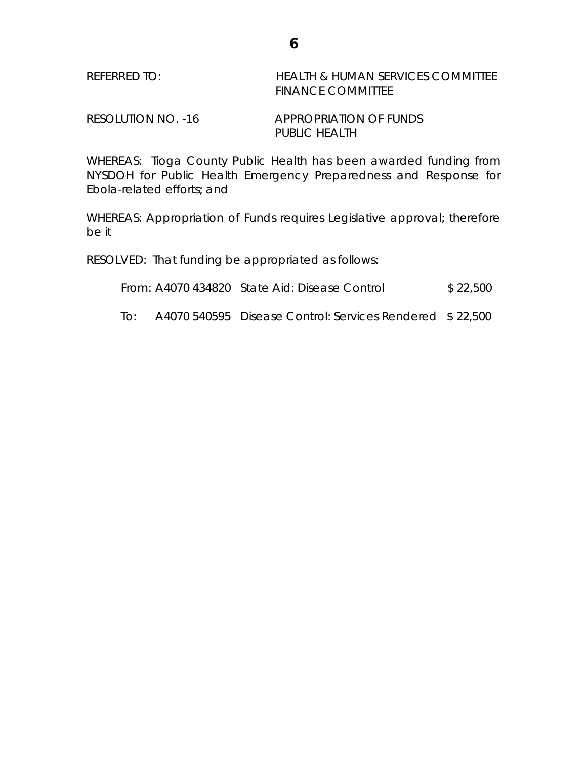REFERRED TO: HEALTH & HUMAN SERVICES COMMITTEE
FINANCE COMMITTEE

RESOLUTION NO. -16 APPROPRIATION OF FUNDS
PUBLIC HEALTH

WHEREAS: Tioga County Public Health has been awarded funding from NYSDOH for Public Health Emergency Preparedness and Response for Ebola-related efforts; and

WHEREAS: Appropriation of Funds requires Legislative approval; therefore be it

RESOLVED: That funding be appropriated as follows:

| | | | |
|---|---|---|---|
| From: | A4070 434820 | State Aid: Disease Control | $ 22,500 |
| To: | A4070 540595 | Disease Control: Services Rendered | $ 22,500 |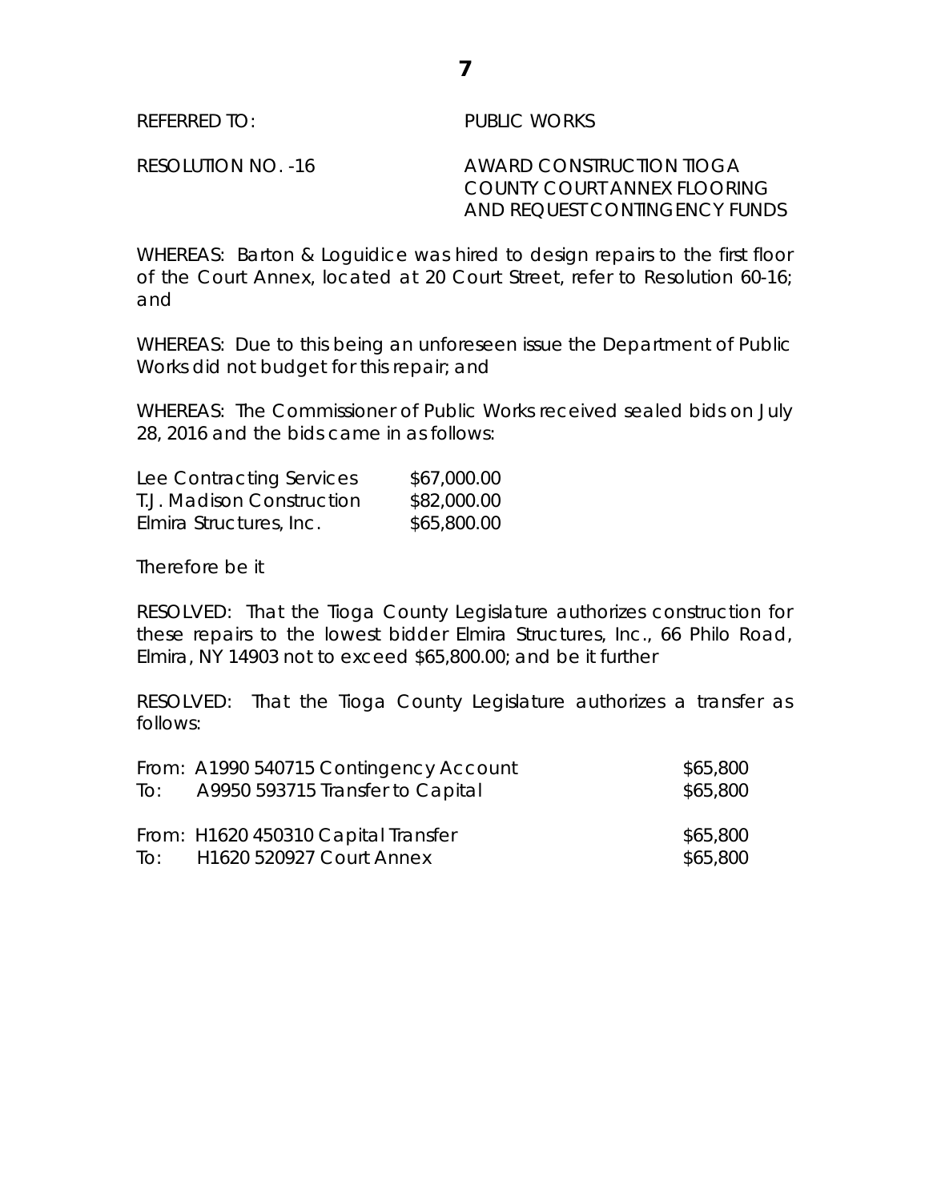REFERRED TO: PUBLIC WORKS

RESOLUTION NO. -16 AWARD CONSTRUCTION TIOGA COUNTY COURT ANNEX FLOORING AND REQUEST CONTINGENCY FUNDS

WHEREAS: Barton & Loguidice was hired to design repairs to the first floor of the Court Annex, located at 20 Court Street, refer to Resolution 60-16; and

WHEREAS: Due to this being an unforeseen issue the Department of Public Works did not budget for this repair; and

WHEREAS: The Commissioner of Public Works received sealed bids on July 28, 2016 and the bids came in as follows:

| | |
|---|---|
| Lee Contracting Services | $67,000.00 |
| T.J. Madison Construction | $82,000.00 |
| Elmira Structures, Inc. | $65,800.00 |

Therefore be it

RESOLVED: That the Tioga County Legislature authorizes construction for these repairs to the lowest bidder Elmira Structures, Inc., 66 Philo Road, Elmira, NY 14903 not to exceed $65,800.00; and be it further

RESOLVED: That the Tioga County Legislature authorizes a transfer as follows:

| | | |
|---|---|---|
| From: | A1990 540715 Contingency Account | $65,800 |
| To: | A9950 593715 Transfer to Capital | $65,800 |
| From: | H1620 450310 Capital Transfer | $65,800 |
| To: | H1620 520927 Court Annex | $65,800 |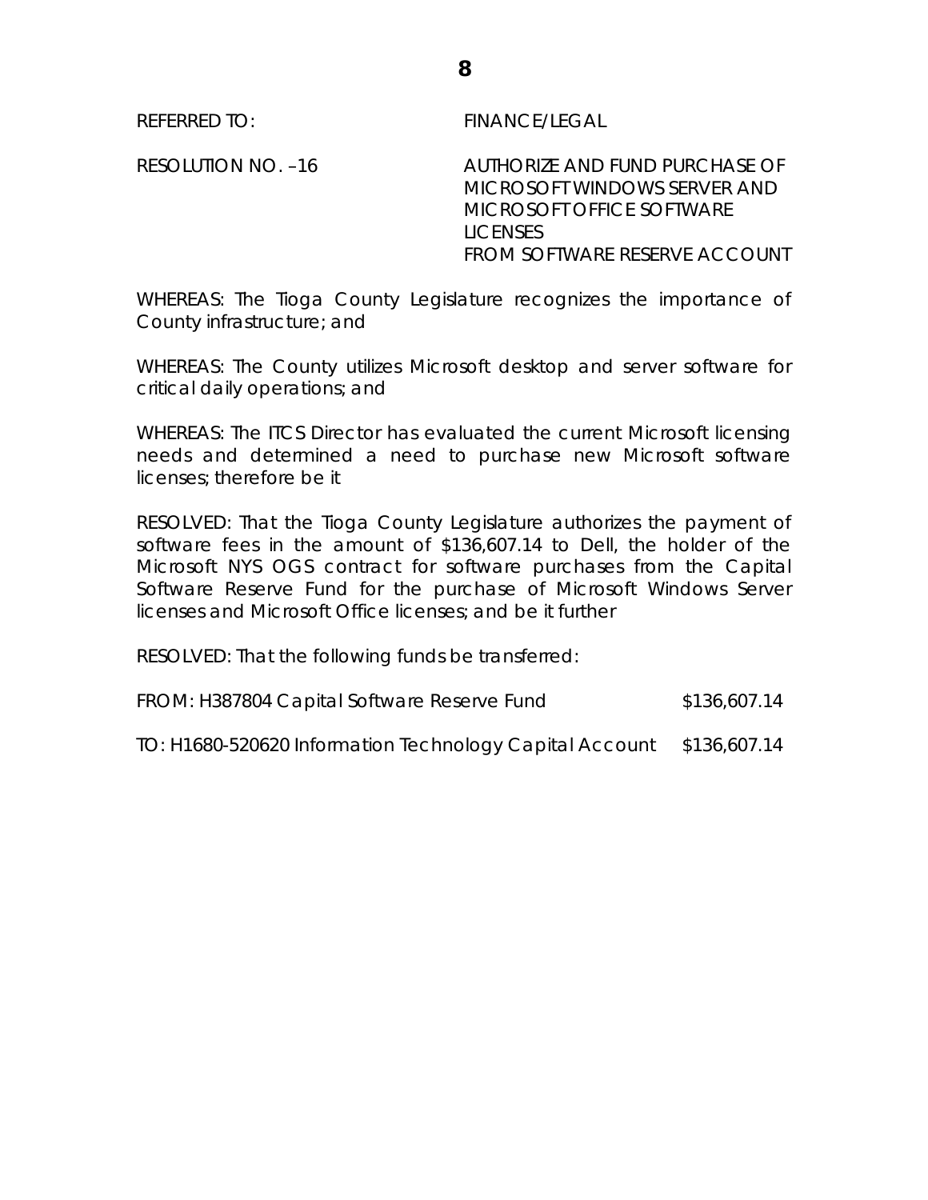REFERRED TO: FINANCE/LEGAL

RESOLUTION NO. –16 AUTHORIZE AND FUND PURCHASE OF MICROSOFT WINDOWS SERVER AND MICROSOFT OFFICE SOFTWARE LICENSES FROM SOFTWARE RESERVE ACCOUNT

WHEREAS: The Tioga County Legislature recognizes the importance of County infrastructure; and

WHEREAS: The County utilizes Microsoft desktop and server software for critical daily operations; and

WHEREAS: The ITCS Director has evaluated the current Microsoft licensing needs and determined a need to purchase new Microsoft software licenses; therefore be it

RESOLVED: That the Tioga County Legislature authorizes the payment of software fees in the amount of $136,607.14 to Dell, the holder of the Microsoft NYS OGS contract for software purchases from the Capital Software Reserve Fund for the purchase of Microsoft Windows Server licenses and Microsoft Office licenses; and be it further

RESOLVED: That the following funds be transferred:

| | |
|---|---|
| FROM: H387804 Capital Software Reserve Fund | $136,607.14 |
| TO: H1680-520620 Information Technology Capital Account | $136,607.14 |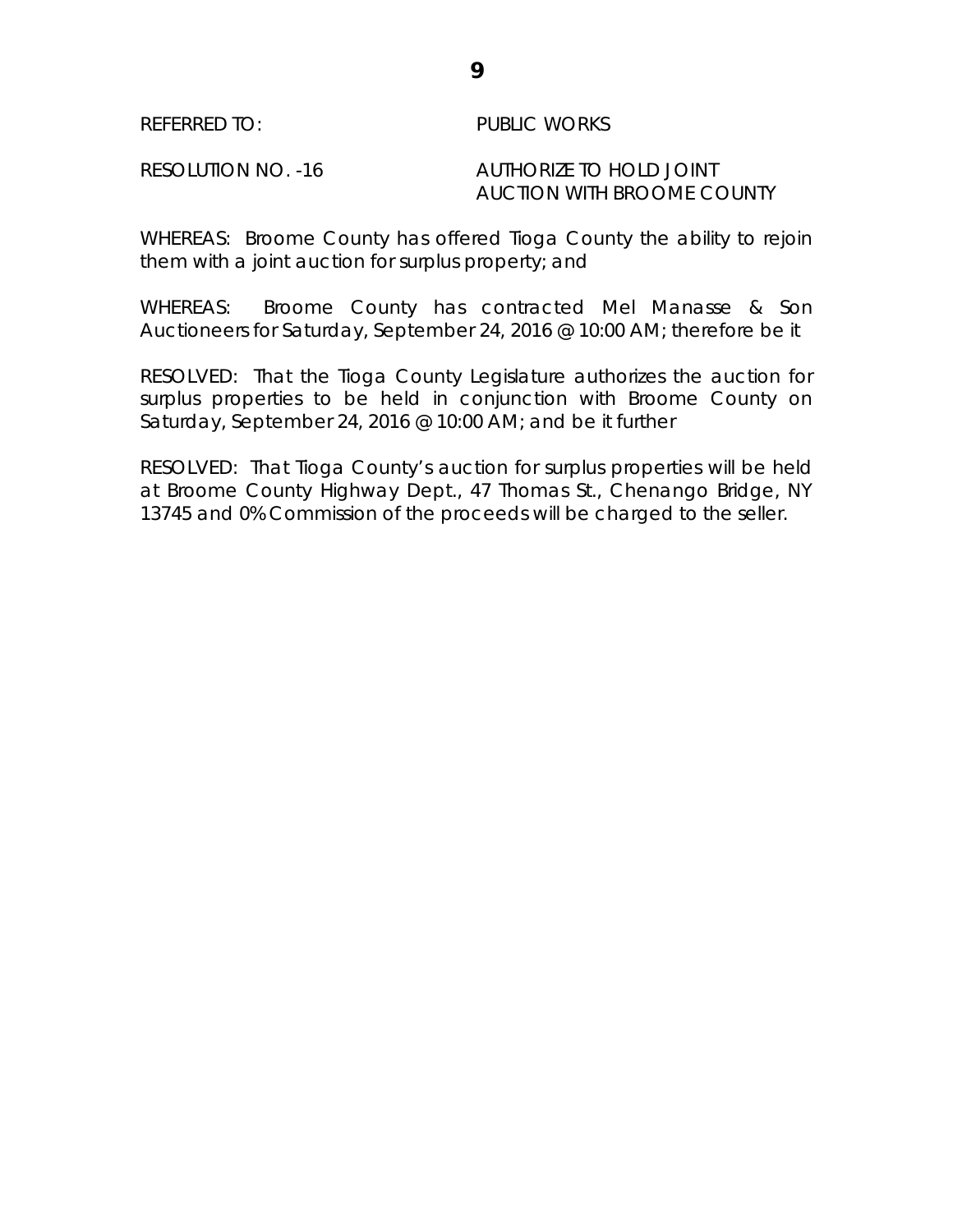REFERRED TO: PUBLIC WORKS

RESOLUTION NO. -16 AUTHORIZE TO HOLD JOINT AUCTION WITH BROOME COUNTY

WHEREAS: Broome County has offered Tioga County the ability to rejoin them with a joint auction for surplus property; and

WHEREAS: Broome County has contracted Mel Manasse & Son Auctioneers for Saturday, September 24, 2016 @ 10:00 AM; therefore be it

RESOLVED: That the Tioga County Legislature authorizes the auction for surplus properties to be held in conjunction with Broome County on Saturday, September 24, 2016 @ 10:00 AM; and be it further

RESOLVED: That Tioga County's auction for surplus properties will be held at Broome County Highway Dept., 47 Thomas St., Chenango Bridge, NY 13745 and 0% Commission of the proceeds will be charged to the seller.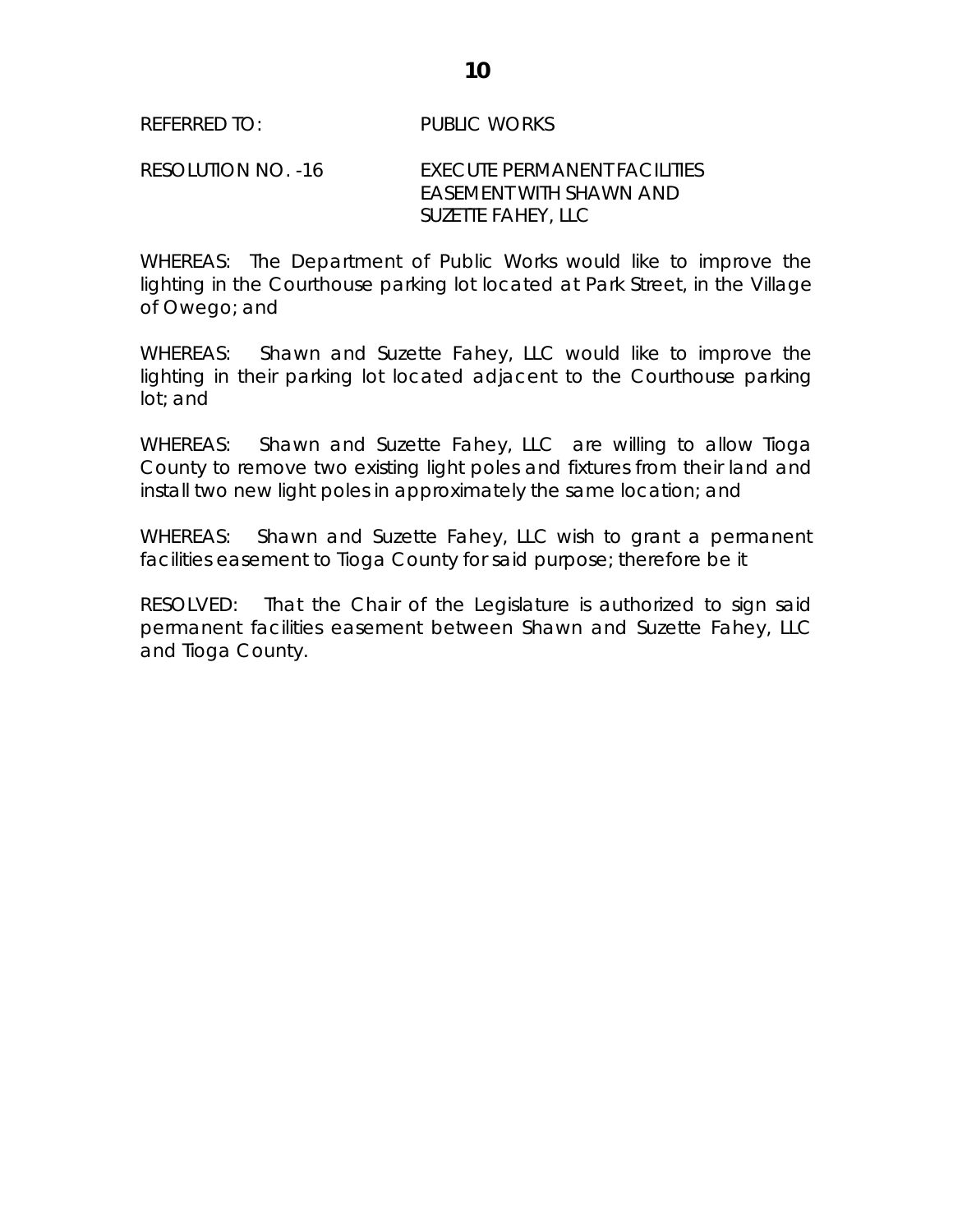REFERRED TO: PUBLIC WORKS

RESOLUTION NO. -16 EXECUTE PERMANENT FACILITIES EASEMENT WITH SHAWN AND SUZETTE FAHEY, LLC

WHEREAS: The Department of Public Works would like to improve the lighting in the Courthouse parking lot located at Park Street, in the Village of Owego; and

WHEREAS: Shawn and Suzette Fahey, LLC would like to improve the lighting in their parking lot located adjacent to the Courthouse parking lot; and

WHEREAS: Shawn and Suzette Fahey, LLC are willing to allow Tioga County to remove two existing light poles and fixtures from their land and install two new light poles in approximately the same location; and

WHEREAS: Shawn and Suzette Fahey, LLC wish to grant a permanent facilities easement to Tioga County for said purpose; therefore be it

RESOLVED: That the Chair of the Legislature is authorized to sign said permanent facilities easement between Shawn and Suzette Fahey, LLC and Tioga County.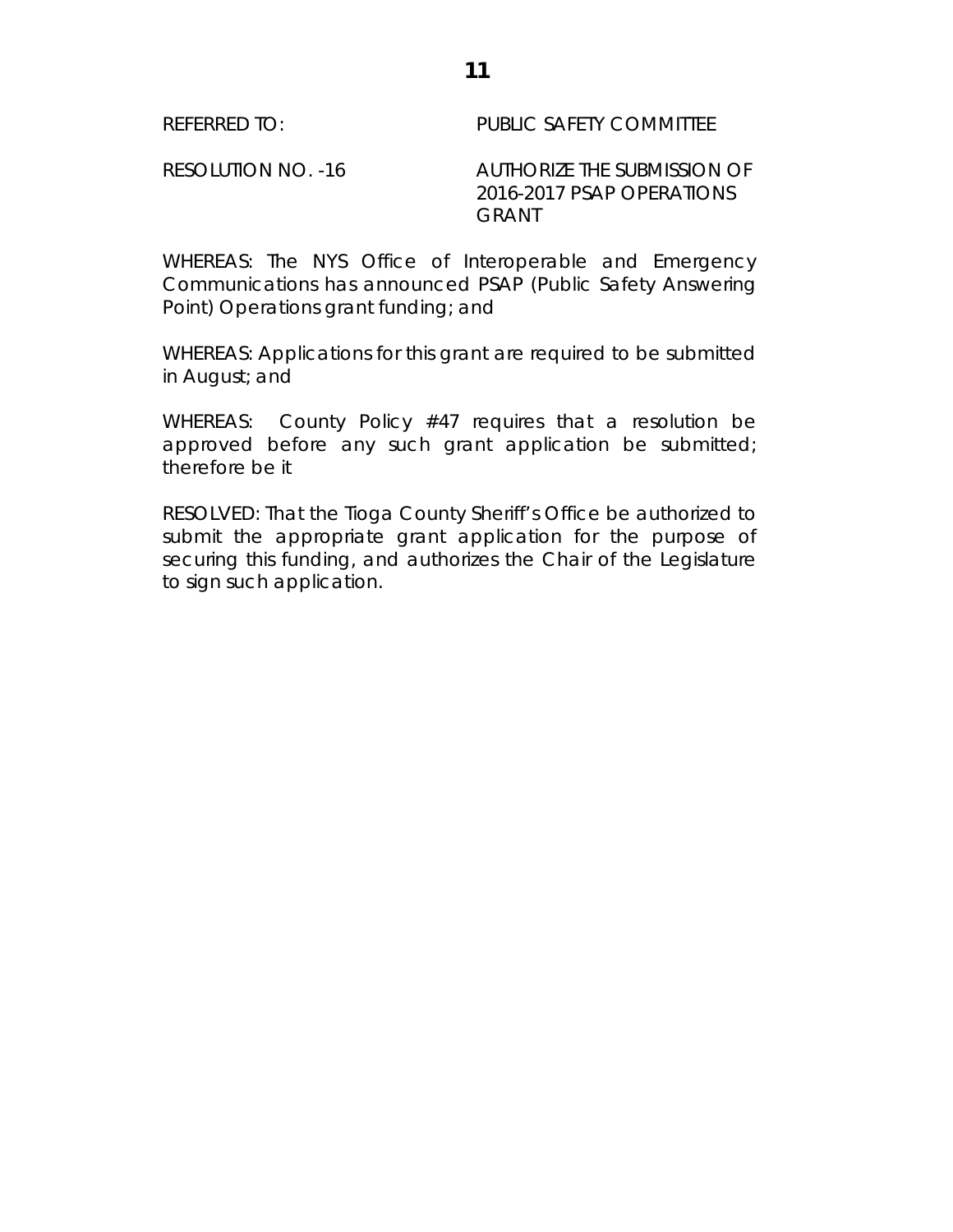REFERRED TO: PUBLIC SAFETY COMMITTEE

RESOLUTION NO. -16 AUTHORIZE THE SUBMISSION OF 2016-2017 PSAP OPERATIONS GRANT

WHEREAS: The NYS Office of Interoperable and Emergency Communications has announced PSAP (Public Safety Answering Point) Operations grant funding; and

WHEREAS: Applications for this grant are required to be submitted in August; and

WHEREAS: County Policy #47 requires that a resolution be approved before any such grant application be submitted; therefore be it

RESOLVED: That the Tioga County Sheriff's Office be authorized to submit the appropriate grant application for the purpose of securing this funding, and authorizes the Chair of the Legislature to sign such application.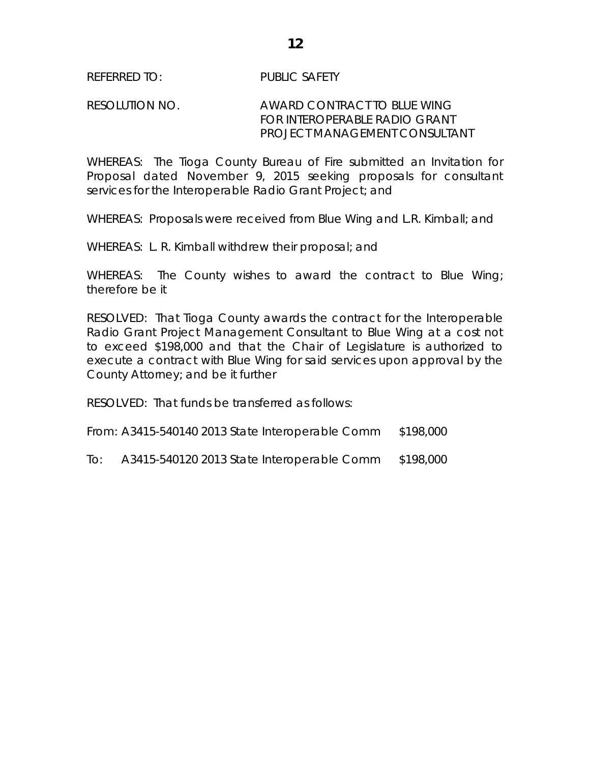REFERRED TO: PUBLIC SAFETY

RESOLUTION NO. AWARD CONTRACT TO BLUE WING FOR INTEROPERABLE RADIO GRANT PROJECT MANAGEMENT CONSULTANT

WHEREAS: The Tioga County Bureau of Fire submitted an Invitation for Proposal dated November 9, 2015 seeking proposals for consultant services for the Interoperable Radio Grant Project; and

WHEREAS: Proposals were received from Blue Wing and L.R. Kimball; and

WHEREAS: L. R. Kimball withdrew their proposal; and

WHEREAS: The County wishes to award the contract to Blue Wing; therefore be it

RESOLVED: That Tioga County awards the contract for the Interoperable Radio Grant Project Management Consultant to Blue Wing at a cost not to exceed $198,000 and that the Chair of Legislature is authorized to execute a contract with Blue Wing for said services upon approval by the County Attorney; and be it further

RESOLVED: That funds be transferred as follows:

From: A3415-540140 2013 State Interoperable Comm $198,000

To: A3415-540120 2013 State Interoperable Comm $198,000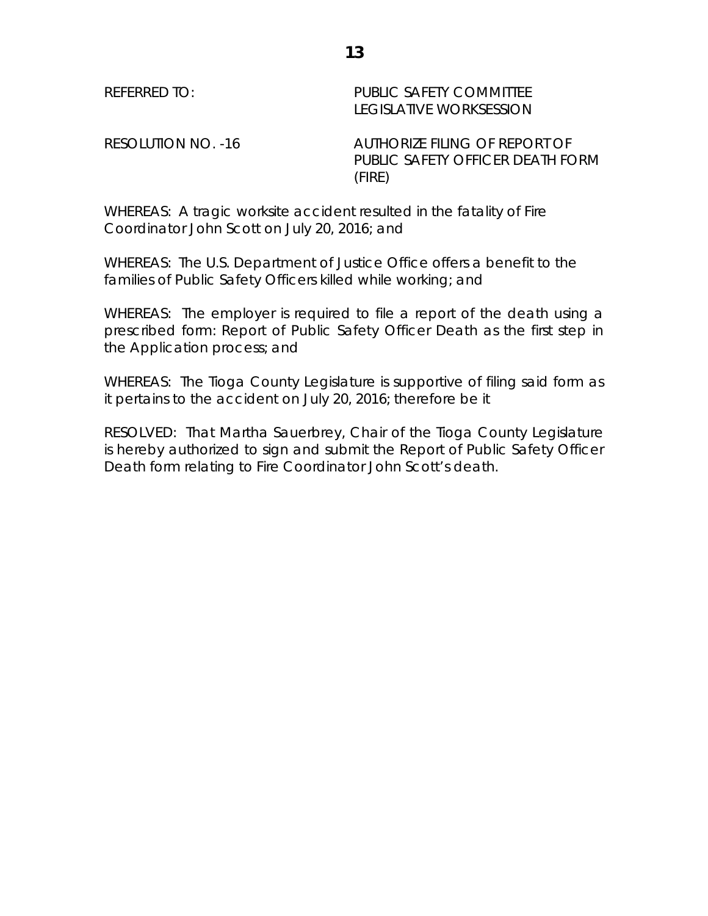REFERRED TO: PUBLIC SAFETY COMMITTEE
LEGISLATIVE WORKSESSION

RESOLUTION NO. -16 AUTHORIZE FILING OF REPORT OF PUBLIC SAFETY OFFICER DEATH FORM (FIRE)

WHEREAS: A tragic worksite accident resulted in the fatality of Fire Coordinator John Scott on July 20, 2016; and

WHEREAS: The U.S. Department of Justice Office offers a benefit to the families of Public Safety Officers killed while working; and

WHEREAS: The employer is required to file a report of the death using a prescribed form: Report of Public Safety Officer Death as the first step in the Application process; and

WHEREAS: The Tioga County Legislature is supportive of filing said form as it pertains to the accident on July 20, 2016; therefore be it

RESOLVED: That Martha Sauerbrey, Chair of the Tioga County Legislature is hereby authorized to sign and submit the Report of Public Safety Officer Death form relating to Fire Coordinator John Scott's death.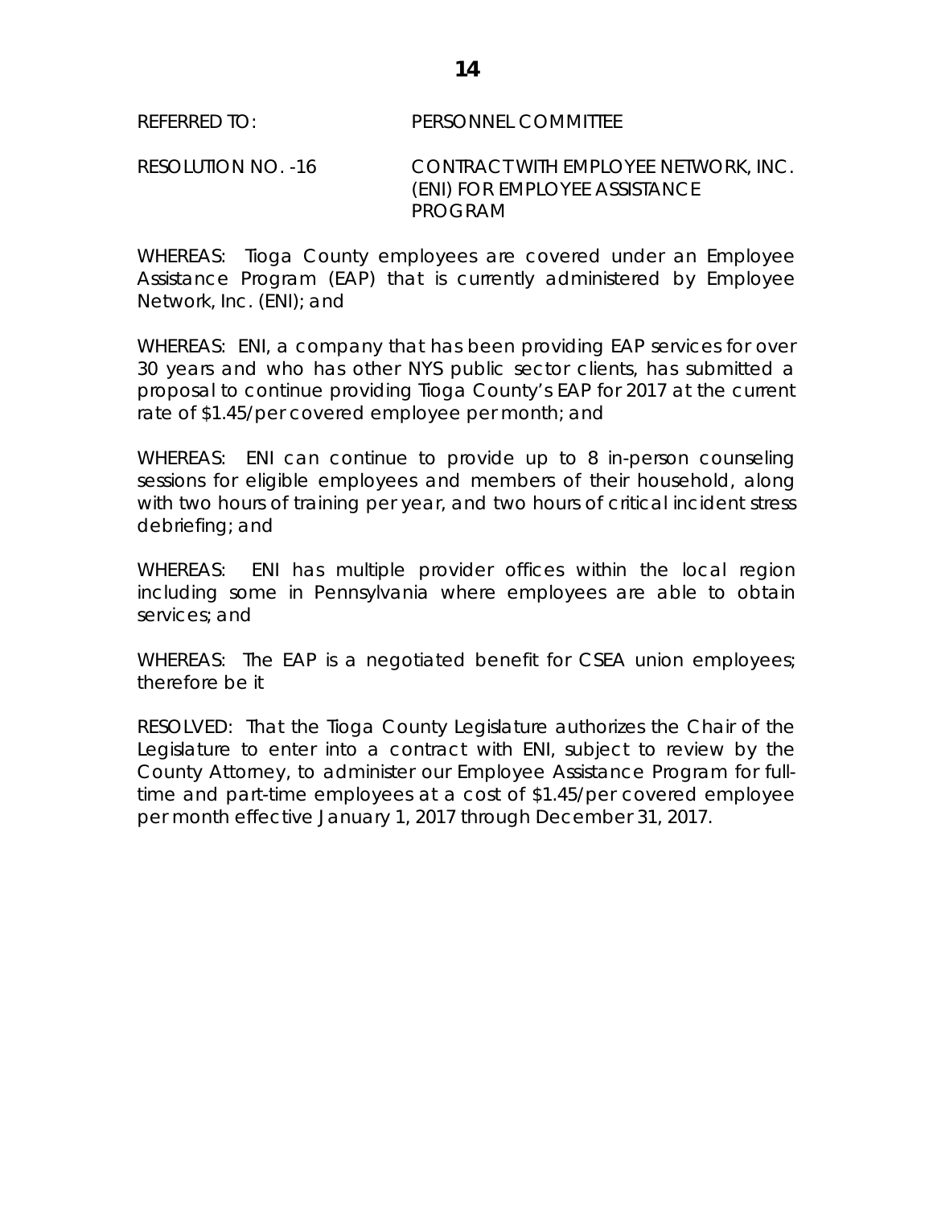REFERRED TO: PERSONNEL COMMITTEE

RESOLUTION NO. -16 CONTRACT WITH EMPLOYEE NETWORK, INC. (ENI) FOR EMPLOYEE ASSISTANCE PROGRAM

WHEREAS: Tioga County employees are covered under an Employee Assistance Program (EAP) that is currently administered by Employee Network, Inc. (ENI); and

WHEREAS: ENI, a company that has been providing EAP services for over 30 years and who has other NYS public sector clients, has submitted a proposal to continue providing Tioga County's EAP for 2017 at the current rate of $1.45/per covered employee per month; and

WHEREAS: ENI can continue to provide up to 8 in-person counseling sessions for eligible employees and members of their household, along with two hours of training per year, and two hours of critical incident stress debriefing; and

WHEREAS: ENI has multiple provider offices within the local region including some in Pennsylvania where employees are able to obtain services; and

WHEREAS: The EAP is a negotiated benefit for CSEA union employees; therefore be it

RESOLVED: That the Tioga County Legislature authorizes the Chair of the Legislature to enter into a contract with ENI, subject to review by the County Attorney, to administer our Employee Assistance Program for full-time and part-time employees at a cost of $1.45/per covered employee per month effective January 1, 2017 through December 31, 2017.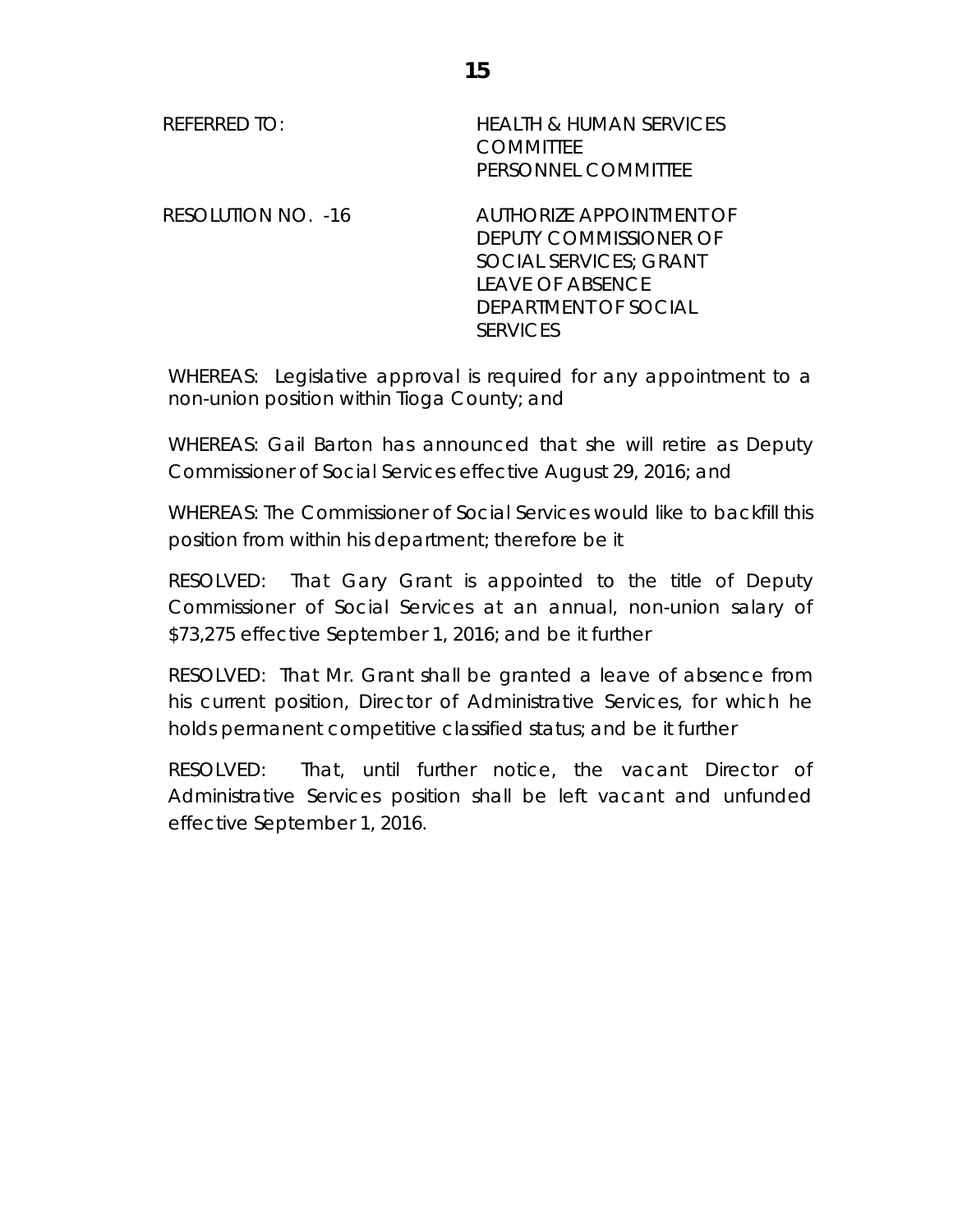REFERRED TO: HEALTH & HUMAN SERVICES COMMITTEE
PERSONNEL COMMITTEE

RESOLUTION NO. -16 AUTHORIZE APPOINTMENT OF DEPUTY COMMISSIONER OF SOCIAL SERVICES; GRANT LEAVE OF ABSENCE DEPARTMENT OF SOCIAL SERVICES

WHEREAS: Legislative approval is required for any appointment to a non-union position within Tioga County; and

WHEREAS: Gail Barton has announced that she will retire as Deputy Commissioner of Social Services effective August 29, 2016; and

WHEREAS: The Commissioner of Social Services would like to backfill this position from within his department; therefore be it

RESOLVED: That Gary Grant is appointed to the title of Deputy Commissioner of Social Services at an annual, non-union salary of $73,275 effective September 1, 2016; and be it further

RESOLVED: That Mr. Grant shall be granted a leave of absence from his current position, Director of Administrative Services, for which he holds permanent competitive classified status; and be it further

RESOLVED: That, until further notice, the vacant Director of Administrative Services position shall be left vacant and unfunded effective September 1, 2016.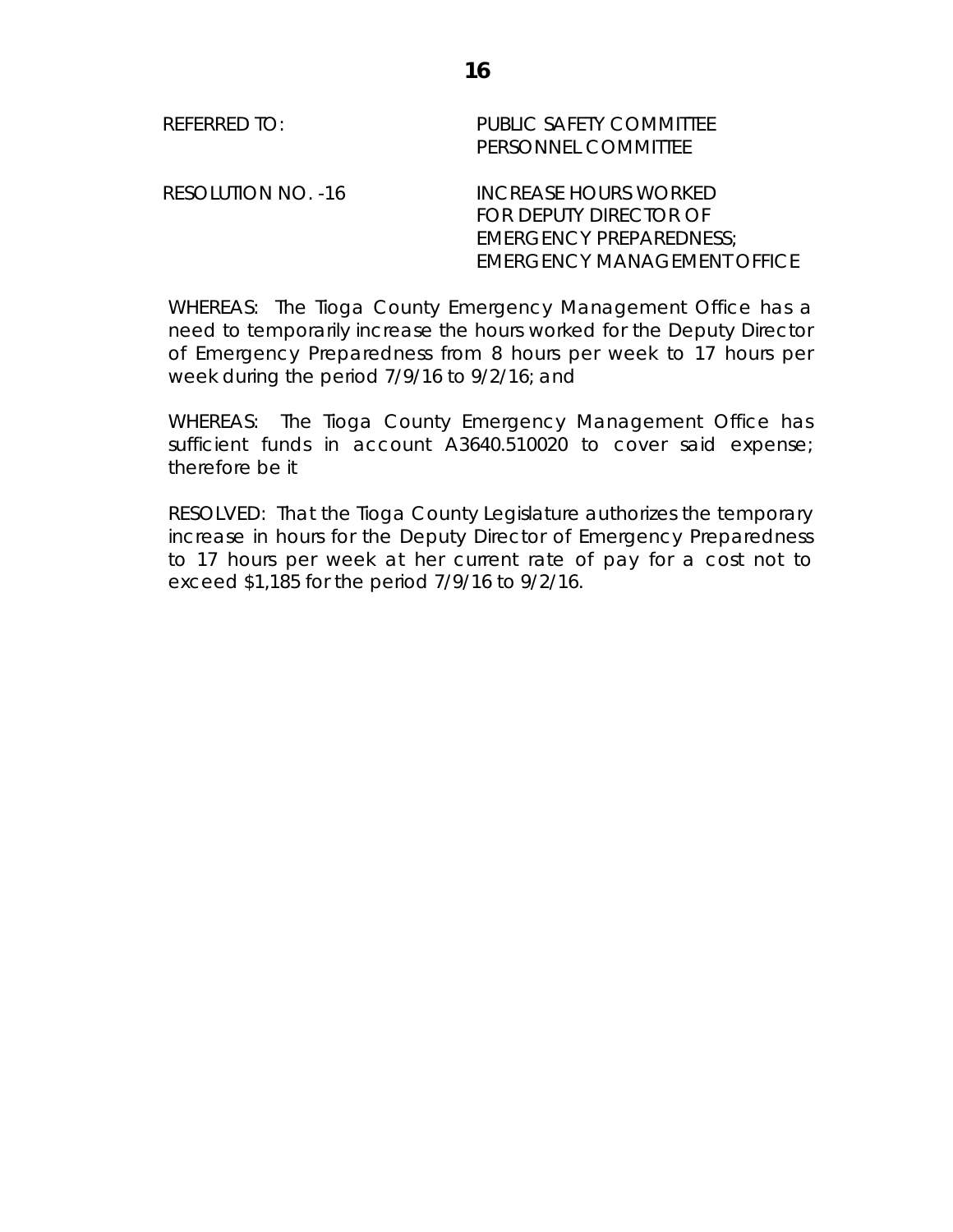REFERRED TO: PUBLIC SAFETY COMMITTEE
PERSONNEL COMMITTEE

RESOLUTION NO. -16 INCREASE HOURS WORKED FOR DEPUTY DIRECTOR OF EMERGENCY PREPAREDNESS; EMERGENCY MANAGEMENT OFFICE

WHEREAS: The Tioga County Emergency Management Office has a need to temporarily increase the hours worked for the Deputy Director of Emergency Preparedness from 8 hours per week to 17 hours per week during the period 7/9/16 to 9/2/16; and

WHEREAS: The Tioga County Emergency Management Office has sufficient funds in account A3640.510020 to cover said expense; therefore be it

RESOLVED: That the Tioga County Legislature authorizes the temporary increase in hours for the Deputy Director of Emergency Preparedness to 17 hours per week at her current rate of pay for a cost not to exceed $1,185 for the period 7/9/16 to 9/2/16.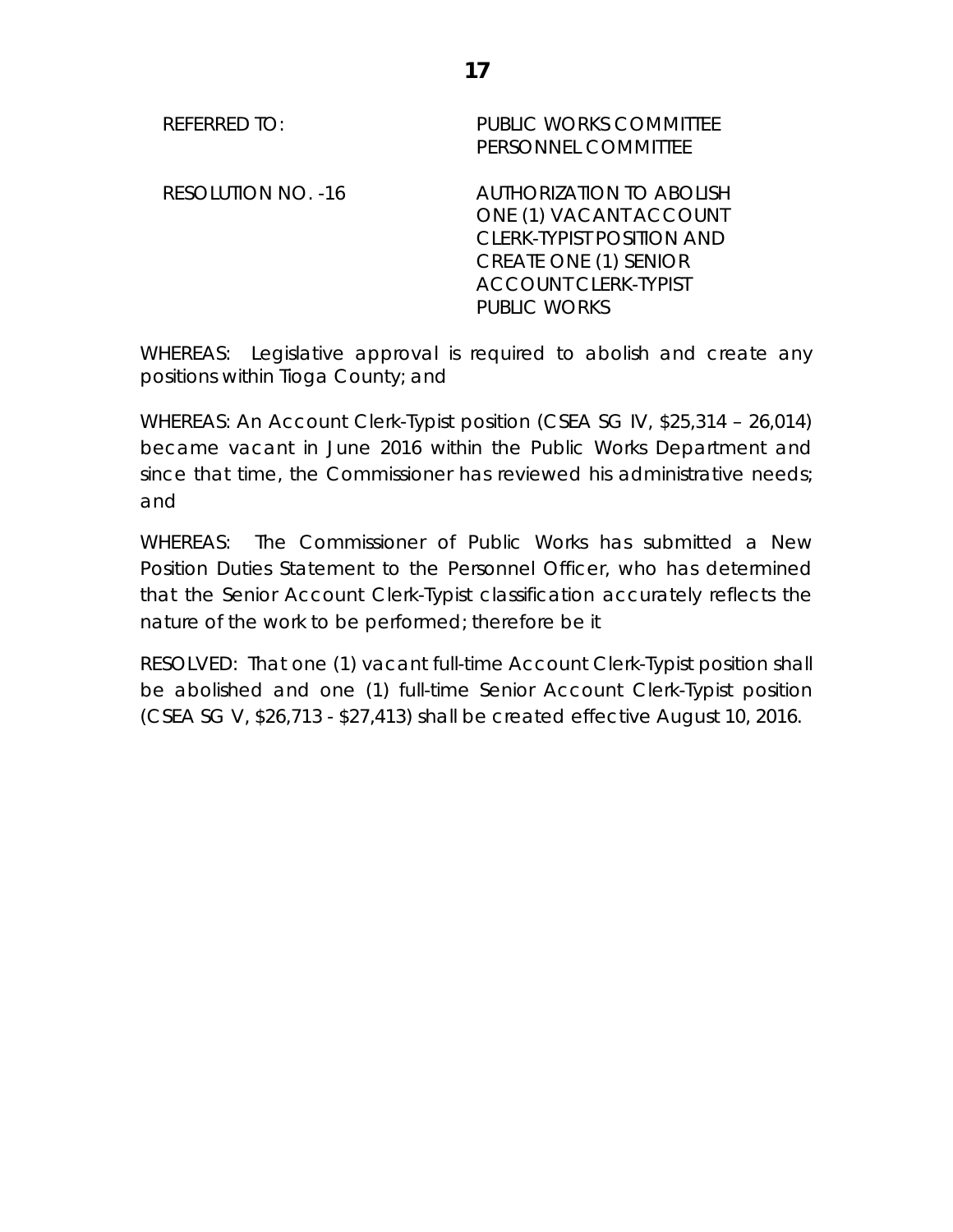REFERRED TO: PUBLIC WORKS COMMITTEE
PERSONNEL COMMITTEE

RESOLUTION NO. -16 AUTHORIZATION TO ABOLISH ONE (1) VACANT ACCOUNT CLERK-TYPIST POSITION AND CREATE ONE (1) SENIOR ACCOUNT CLERK-TYPIST PUBLIC WORKS

WHEREAS: Legislative approval is required to abolish and create any positions within Tioga County; and

WHEREAS: An Account Clerk-Typist position (CSEA SG IV, $25,314 – 26,014) became vacant in June 2016 within the Public Works Department and since that time, the Commissioner has reviewed his administrative needs; and

WHEREAS: The Commissioner of Public Works has submitted a New Position Duties Statement to the Personnel Officer, who has determined that the Senior Account Clerk-Typist classification accurately reflects the nature of the work to be performed; therefore be it

RESOLVED: That one (1) vacant full-time Account Clerk-Typist position shall be abolished and one (1) full-time Senior Account Clerk-Typist position (CSEA SG V, $26,713 - $27,413) shall be created effective August 10, 2016.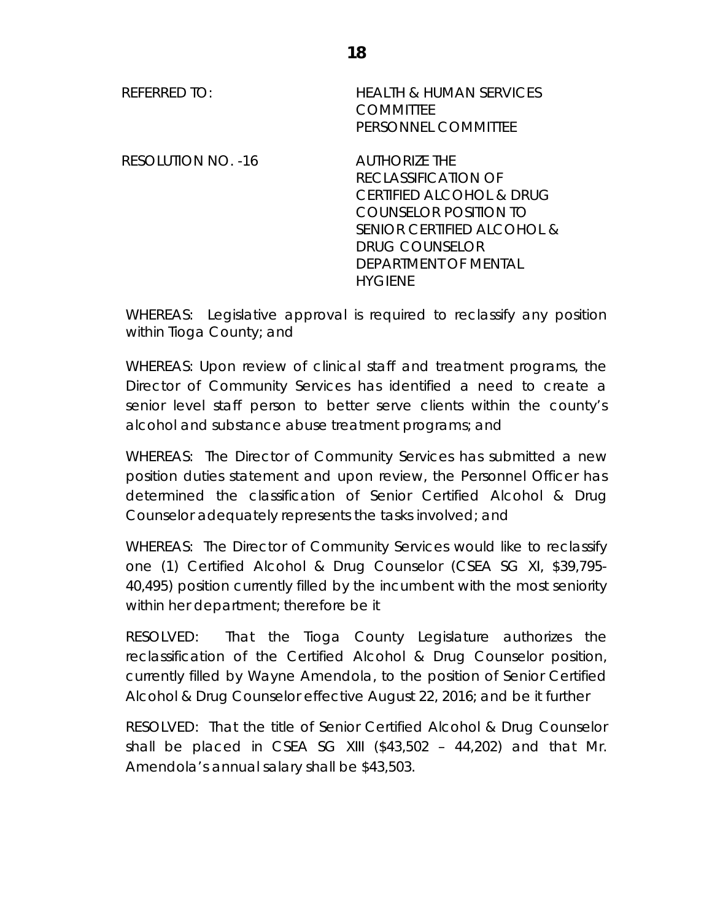REFERRED TO: HEALTH & HUMAN SERVICES COMMITTEE
PERSONNEL COMMITTEE

RESOLUTION NO. -16 AUTHORIZE THE RECLASSIFICATION OF CERTIFIED ALCOHOL & DRUG COUNSELOR POSITION TO SENIOR CERTIFIED ALCOHOL & DRUG COUNSELOR DEPARTMENT OF MENTAL HYGIENE

WHEREAS: Legislative approval is required to reclassify any position within Tioga County; and

WHEREAS: Upon review of clinical staff and treatment programs, the Director of Community Services has identified a need to create a senior level staff person to better serve clients within the county's alcohol and substance abuse treatment programs; and

WHEREAS: The Director of Community Services has submitted a new position duties statement and upon review, the Personnel Officer has determined the classification of Senior Certified Alcohol & Drug Counselor adequately represents the tasks involved; and

WHEREAS: The Director of Community Services would like to reclassify one (1) Certified Alcohol & Drug Counselor (CSEA SG XI, $39,795-40,495) position currently filled by the incumbent with the most seniority within her department; therefore be it

RESOLVED: That the Tioga County Legislature authorizes the reclassification of the Certified Alcohol & Drug Counselor position, currently filled by Wayne Amendola, to the position of Senior Certified Alcohol & Drug Counselor effective August 22, 2016; and be it further

RESOLVED: That the title of Senior Certified Alcohol & Drug Counselor shall be placed in CSEA SG XIII ($43,502 – 44,202) and that Mr. Amendola's annual salary shall be $43,503.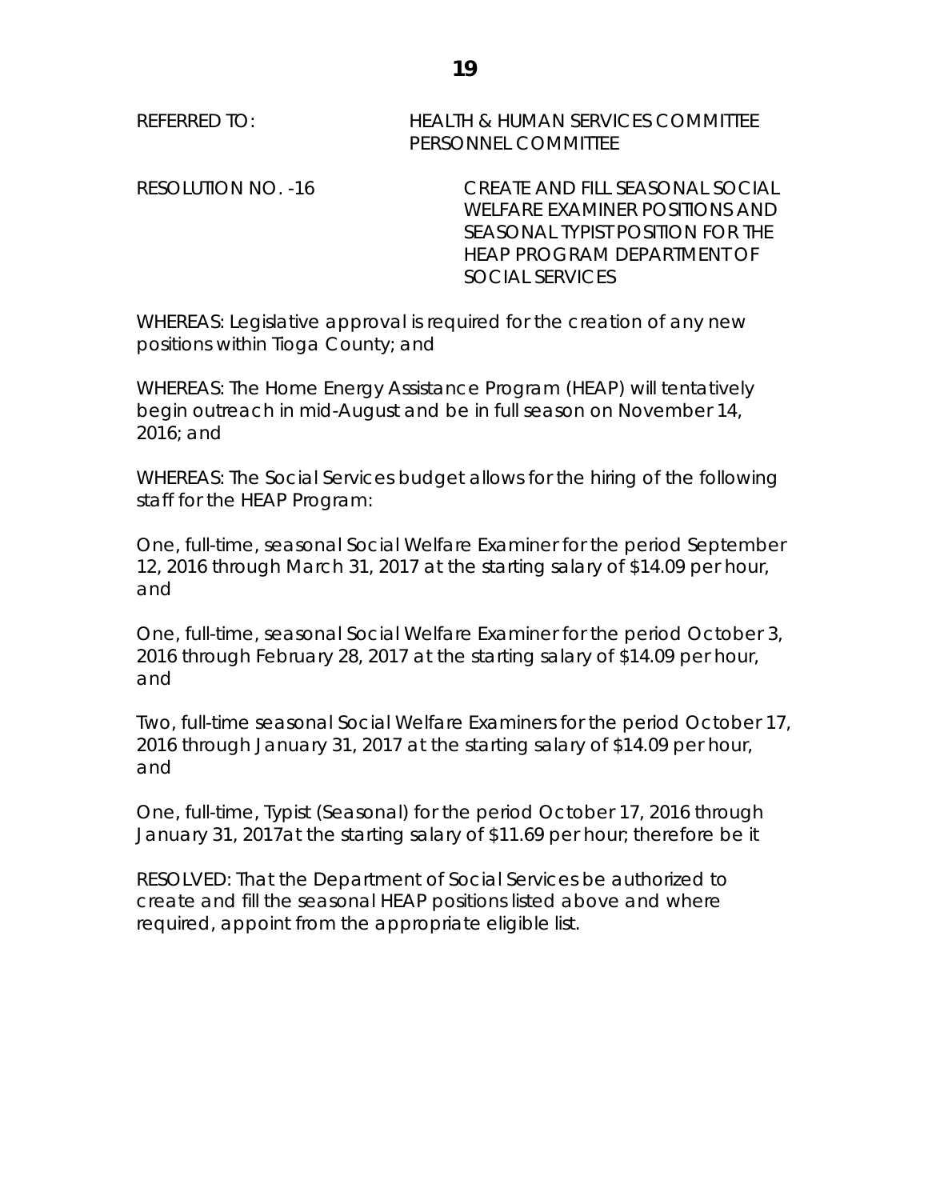REFERRED TO: HEALTH & HUMAN SERVICES COMMITTEE
PERSONNEL COMMITTEE

RESOLUTION NO. -16 CREATE AND FILL SEASONAL SOCIAL WELFARE EXAMINER POSITIONS AND SEASONAL TYPIST POSITION FOR THE HEAP PROGRAM DEPARTMENT OF SOCIAL SERVICES

WHEREAS: Legislative approval is required for the creation of any new positions within Tioga County; and

WHEREAS: The Home Energy Assistance Program (HEAP) will tentatively begin outreach in mid-August and be in full season on November 14, 2016; and

WHEREAS: The Social Services budget allows for the hiring of the following staff for the HEAP Program:

One, full-time, seasonal Social Welfare Examiner for the period September 12, 2016 through March 31, 2017 at the starting salary of $14.09 per hour, and

One, full-time, seasonal Social Welfare Examiner for the period October 3, 2016 through February 28, 2017 at the starting salary of $14.09 per hour, and

Two, full-time seasonal Social Welfare Examiners for the period October 17, 2016 through January 31, 2017 at the starting salary of $14.09 per hour, and

One, full-time, Typist (Seasonal) for the period October 17, 2016 through January 31, 2017at the starting salary of $11.69 per hour; therefore be it

RESOLVED: That the Department of Social Services be authorized to create and fill the seasonal HEAP positions listed above and where required, appoint from the appropriate eligible list.